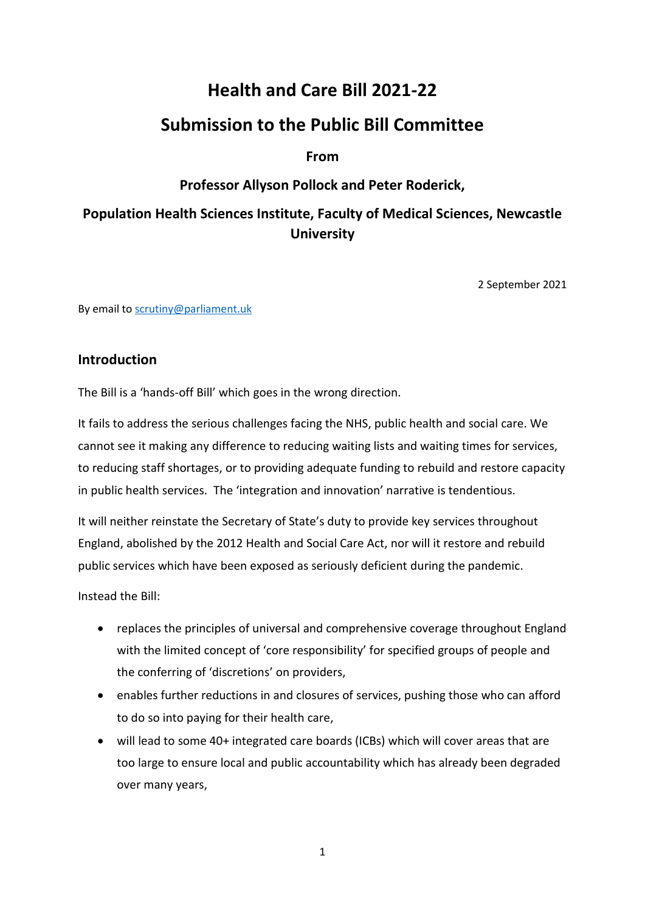# Health and Care Bill 2021-22

## Submission to the Public Bill Committee

**From**

**Professor Allyson Pollock and Peter Roderick,**

**Population Health Sciences Institute, Faculty of Medical Sciences, Newcastle University**

2 September 2021

By email to scrutiny@parliament.uk

## Introduction

The Bill is a 'hands-off Bill' which goes in the wrong direction.

It fails to address the serious challenges facing the NHS, public health and social care. We cannot see it making any difference to reducing waiting lists and waiting times for services, to reducing staff shortages, or to providing adequate funding to rebuild and restore capacity in public health services. The 'integration and innovation' narrative is tendentious.

It will neither reinstate the Secretary of State's duty to provide key services throughout England, abolished by the 2012 Health and Social Care Act, nor will it restore and rebuild public services which have been exposed as seriously deficient during the pandemic.

Instead the Bill:

- replaces the principles of universal and comprehensive coverage throughout England with the limited concept of 'core responsibility' for specified groups of people and the conferring of 'discretions' on providers,
- enables further reductions in and closures of services, pushing those who can afford to do so into paying for their health care,
- will lead to some 40+ integrated care boards (ICBs) which will cover areas that are too large to ensure local and public accountability which has already been degraded over many years,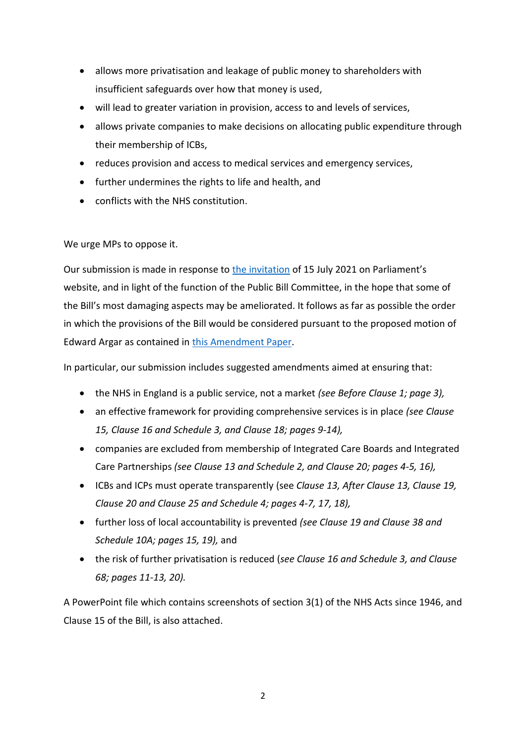- allows more privatisation and leakage of public money to shareholders with insufficient safeguards over how that money is used,
- will lead to greater variation in provision, access to and levels of services,
- allows private companies to make decisions on allocating public expenditure through their membership of ICBs,
- reduces provision and access to medical services and emergency services,
- further undermines the rights to life and health, and
- conflicts with the NHS constitution.

We urge MPs to oppose it.

Our submission is made in response to [the invitation] of 15 July 2021 on Parliament's website, and in light of the function of the Public Bill Committee, in the hope that some of the Bill's most damaging aspects may be ameliorated. It follows as far as possible the order in which the provisions of the Bill would be considered pursuant to the proposed motion of Edward Argar as contained in [this Amendment Paper].

In particular, our submission includes suggested amendments aimed at ensuring that:

- the NHS in England is a public service, not a market *(see Before Clause 1; page 3),*
- an effective framework for providing comprehensive services is in place *(see Clause 15, Clause 16 and Schedule 3, and Clause 18; pages 9-14),*
- companies are excluded from membership of Integrated Care Boards and Integrated Care Partnerships *(see Clause 13 and Schedule 2, and Clause 20; pages 4-5, 16),*
- ICBs and ICPs must operate transparently (see *Clause 13, After Clause 13, Clause 19, Clause 20 and Clause 25 and Schedule 4; pages 4-7, 17, 18),*
- further loss of local accountability is prevented *(see Clause 19 and Clause 38 and Schedule 10A; pages 15, 19),* and
- the risk of further privatisation is reduced (*see Clause 16 and Schedule 3, and Clause 68; pages 11-13, 20).*

A PowerPoint file which contains screenshots of section 3(1) of the NHS Acts since 1946, and Clause 15 of the Bill, is also attached.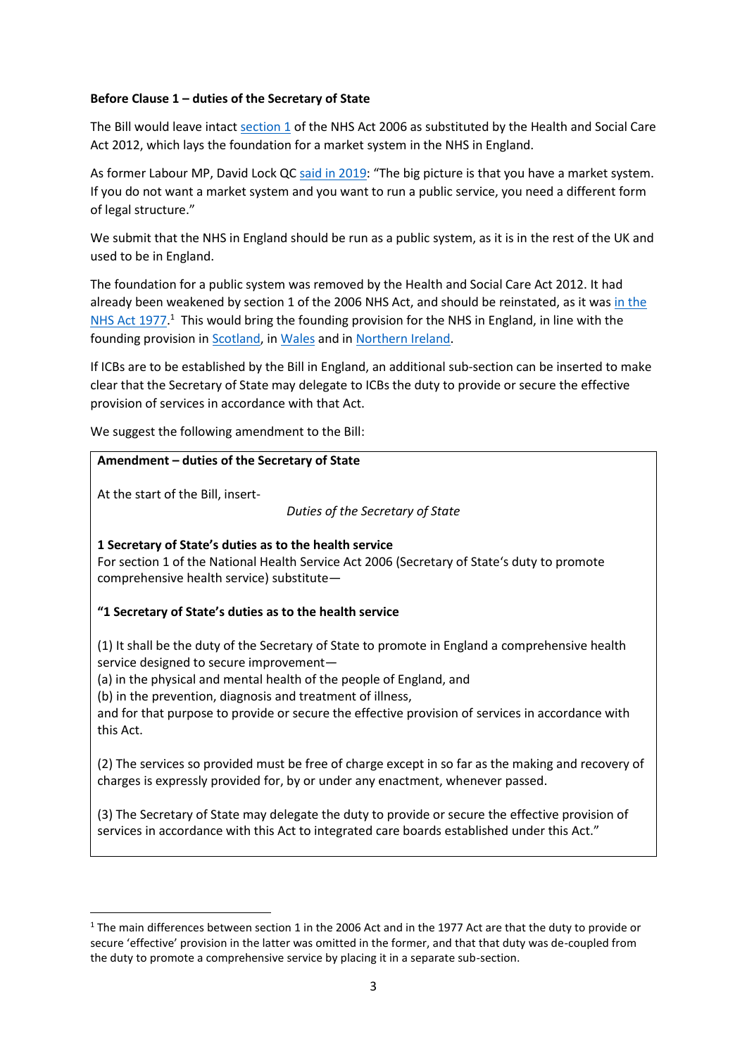**Before Clause 1 – duties of the Secretary of State**

The Bill would leave intact section 1 of the NHS Act 2006 as substituted by the Health and Social Care Act 2012, which lays the foundation for a market system in the NHS in England.

As former Labour MP, David Lock QC said in 2019: "The big picture is that you have a market system. If you do not want a market system and you want to run a public service, you need a different form of legal structure."

We submit that the NHS in England should be run as a public system, as it is in the rest of the UK and used to be in England.

The foundation for a public system was removed by the Health and Social Care Act 2012. It had already been weakened by section 1 of the 2006 NHS Act, and should be reinstated, as it was in the NHS Act 1977.[1] This would bring the founding provision for the NHS in England, in line with the founding provision in Scotland, in Wales and in Northern Ireland.

If ICBs are to be established by the Bill in England, an additional sub-section can be inserted to make clear that the Secretary of State may delegate to ICBs the duty to provide or secure the effective provision of services in accordance with that Act.

We suggest the following amendment to the Bill:

> **Amendment – duties of the Secretary of State**
>
> At the start of the Bill, insert-
>
> *Duties of the Secretary of State*
>
> **1 Secretary of State's duties as to the health service**
> For section 1 of the National Health Service Act 2006 (Secretary of State's duty to promote comprehensive health service) substitute—
>
> **"1 Secretary of State's duties as to the health service**
>
> (1) It shall be the duty of the Secretary of State to promote in England a comprehensive health service designed to secure improvement—
> (a) in the physical and mental health of the people of England, and
> (b) in the prevention, diagnosis and treatment of illness,
> and for that purpose to provide or secure the effective provision of services in accordance with this Act.
>
> (2) The services so provided must be free of charge except in so far as the making and recovery of charges is expressly provided for, by or under any enactment, whenever passed.
>
> (3) The Secretary of State may delegate the duty to provide or secure the effective provision of services in accordance with this Act to integrated care boards established under this Act."

[1] The main differences between section 1 in the 2006 Act and in the 1977 Act are that the duty to provide or secure 'effective' provision in the latter was omitted in the former, and that that duty was de-coupled from the duty to promote a comprehensive service by placing it in a separate sub-section.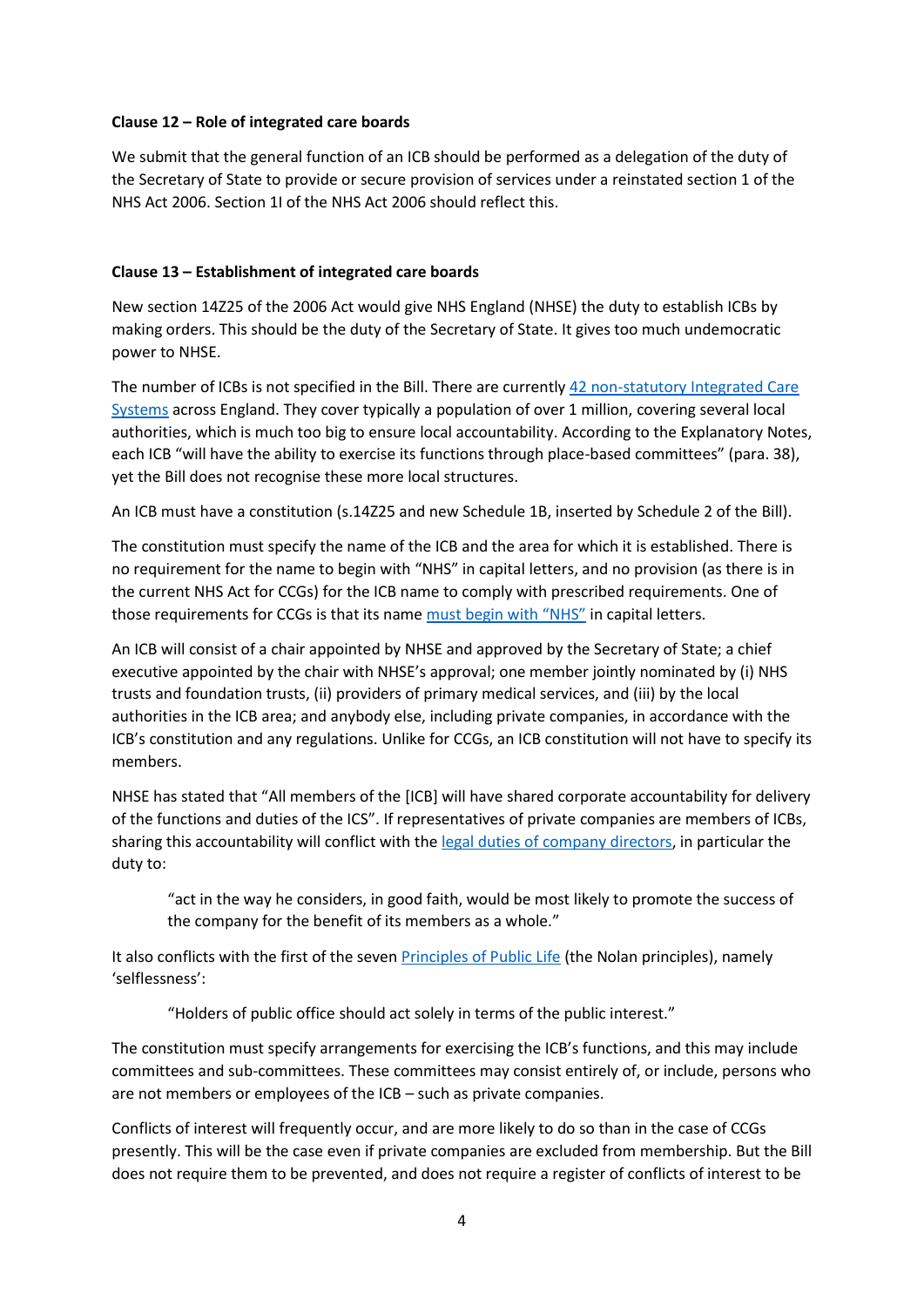**Clause 12 – Role of integrated care boards**

We submit that the general function of an ICB should be performed as a delegation of the duty of the Secretary of State to provide or secure provision of services under a reinstated section 1 of the NHS Act 2006. Section 1I of the NHS Act 2006 should reflect this.

**Clause 13 – Establishment of integrated care boards**

New section 14Z25 of the 2006 Act would give NHS England (NHSE) the duty to establish ICBs by making orders. This should be the duty of the Secretary of State. It gives too much undemocratic power to NHSE.

The number of ICBs is not specified in the Bill. There are currently 42 non-statutory Integrated Care Systems across England. They cover typically a population of over 1 million, covering several local authorities, which is much too big to ensure local accountability. According to the Explanatory Notes, each ICB "will have the ability to exercise its functions through place-based committees" (para. 38), yet the Bill does not recognise these more local structures.

An ICB must have a constitution (s.14Z25 and new Schedule 1B, inserted by Schedule 2 of the Bill).

The constitution must specify the name of the ICB and the area for which it is established. There is no requirement for the name to begin with "NHS" in capital letters, and no provision (as there is in the current NHS Act for CCGs) for the ICB name to comply with prescribed requirements. One of those requirements for CCGs is that its name must begin with "NHS" in capital letters.

An ICB will consist of a chair appointed by NHSE and approved by the Secretary of State; a chief executive appointed by the chair with NHSE's approval; one member jointly nominated by (i) NHS trusts and foundation trusts, (ii) providers of primary medical services, and (iii) by the local authorities in the ICB area; and anybody else, including private companies, in accordance with the ICB's constitution and any regulations. Unlike for CCGs, an ICB constitution will not have to specify its members.

NHSE has stated that "All members of the [ICB] will have shared corporate accountability for delivery of the functions and duties of the ICS". If representatives of private companies are members of ICBs, sharing this accountability will conflict with the legal duties of company directors, in particular the duty to:

> "act in the way he considers, in good faith, would be most likely to promote the success of the company for the benefit of its members as a whole."

It also conflicts with the first of the seven Principles of Public Life (the Nolan principles), namely 'selflessness':

> "Holders of public office should act solely in terms of the public interest."

The constitution must specify arrangements for exercising the ICB's functions, and this may include committees and sub-committees. These committees may consist entirely of, or include, persons who are not members or employees of the ICB – such as private companies.

Conflicts of interest will frequently occur, and are more likely to do so than in the case of CCGs presently. This will be the case even if private companies are excluded from membership. But the Bill does not require them to be prevented, and does not require a register of conflicts of interest to be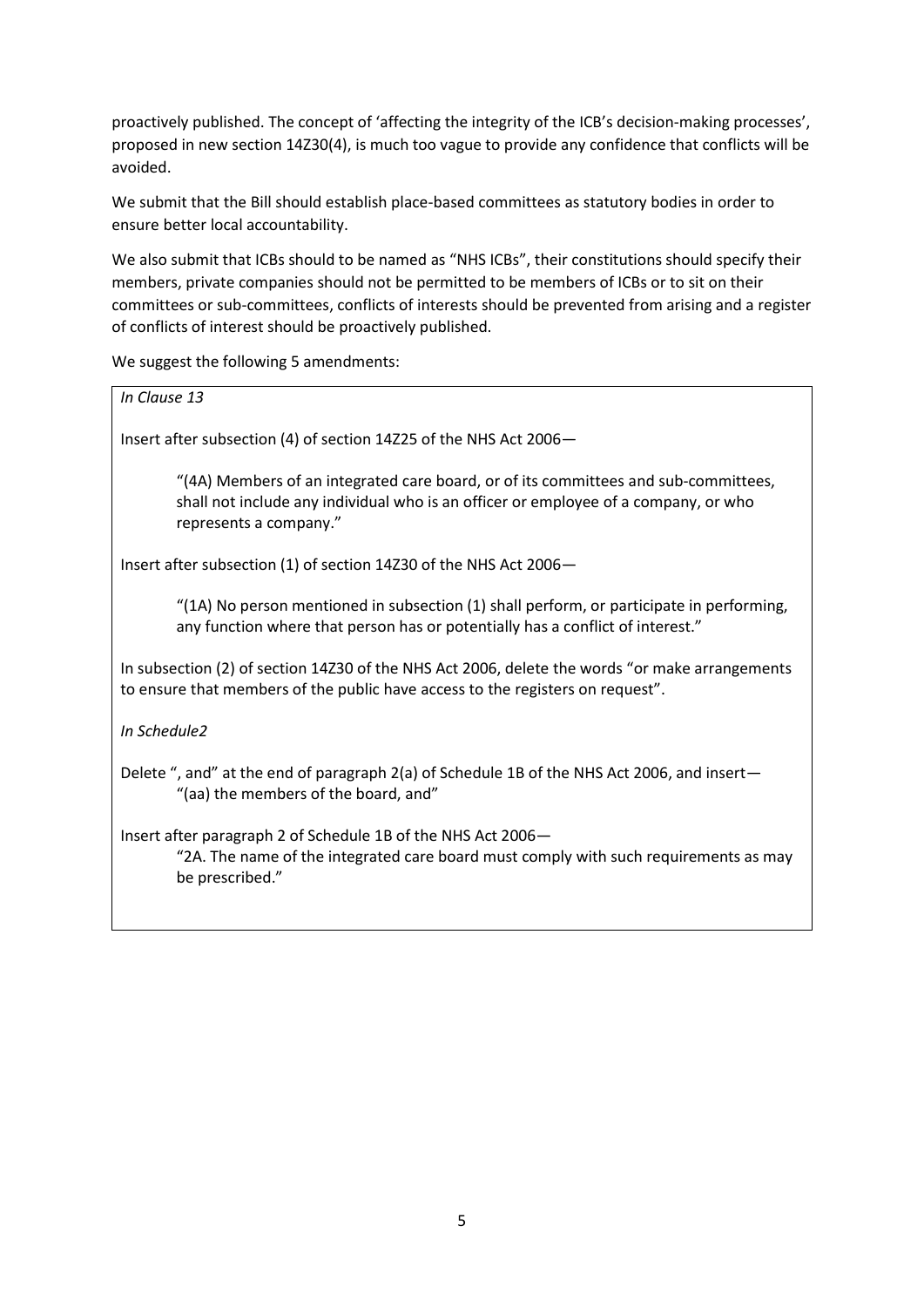proactively published. The concept of 'affecting the integrity of the ICB's decision-making processes', proposed in new section 14Z30(4), is much too vague to provide any confidence that conflicts will be avoided.

We submit that the Bill should establish place-based committees as statutory bodies in order to ensure better local accountability.

We also submit that ICBs should to be named as "NHS ICBs", their constitutions should specify their members, private companies should not be permitted to be members of ICBs or to sit on their committees or sub-committees, conflicts of interests should be prevented from arising and a register of conflicts of interest should be proactively published.

We suggest the following 5 amendments:

*In Clause 13*

Insert after subsection (4) of section 14Z25 of the NHS Act 2006—

> "(4A) Members of an integrated care board, or of its committees and sub-committees, shall not include any individual who is an officer or employee of a company, or who represents a company."

Insert after subsection (1) of section 14Z30 of the NHS Act 2006—

> "(1A) No person mentioned in subsection (1) shall perform, or participate in performing, any function where that person has or potentially has a conflict of interest."

In subsection (2) of section 14Z30 of the NHS Act 2006, delete the words "or make arrangements to ensure that members of the public have access to the registers on request".

*In Schedule2*

Delete ", and" at the end of paragraph 2(a) of Schedule 1B of the NHS Act 2006, and insert—

> "(aa) the members of the board, and"

Insert after paragraph 2 of Schedule 1B of the NHS Act 2006—

> "2A. The name of the integrated care board must comply with such requirements as may be prescribed."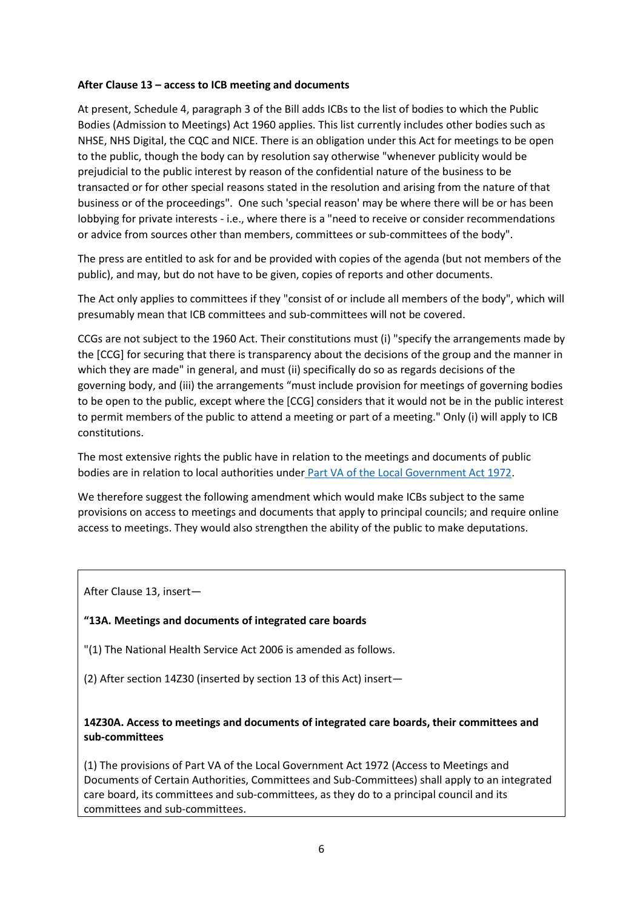**After Clause 13 – access to ICB meeting and documents**

At present, Schedule 4, paragraph 3 of the Bill adds ICBs to the list of bodies to which the Public Bodies (Admission to Meetings) Act 1960 applies. This list currently includes other bodies such as NHSE, NHS Digital, the CQC and NICE. There is an obligation under this Act for meetings to be open to the public, though the body can by resolution say otherwise "whenever publicity would be prejudicial to the public interest by reason of the confidential nature of the business to be transacted or for other special reasons stated in the resolution and arising from the nature of that business or of the proceedings". One such 'special reason' may be where there will be or has been lobbying for private interests - i.e., where there is a "need to receive or consider recommendations or advice from sources other than members, committees or sub-committees of the body".

The press are entitled to ask for and be provided with copies of the agenda (but not members of the public), and may, but do not have to be given, copies of reports and other documents.

The Act only applies to committees if they "consist of or include all members of the body", which will presumably mean that ICB committees and sub-committees will not be covered.

CCGs are not subject to the 1960 Act. Their constitutions must (i) "specify the arrangements made by the [CCG] for securing that there is transparency about the decisions of the group and the manner in which they are made" in general, and must (ii) specifically do so as regards decisions of the governing body, and (iii) the arrangements "must include provision for meetings of governing bodies to be open to the public, except where the [CCG] considers that it would not be in the public interest to permit members of the public to attend a meeting or part of a meeting." Only (i) will apply to ICB constitutions.

The most extensive rights the public have in relation to the meetings and documents of public bodies are in relation to local authorities under Part VA of the Local Government Act 1972.

We therefore suggest the following amendment which would make ICBs subject to the same provisions on access to meetings and documents that apply to principal councils; and require online access to meetings. They would also strengthen the ability of the public to make deputations.

After Clause 13, insert—

**"13A. Meetings and documents of integrated care boards**

"(1) The National Health Service Act 2006 is amended as follows.

(2) After section 14Z30 (inserted by section 13 of this Act) insert—

**14Z30A. Access to meetings and documents of integrated care boards, their committees and sub-committees**

(1) The provisions of Part VA of the Local Government Act 1972 (Access to Meetings and Documents of Certain Authorities, Committees and Sub-Committees) shall apply to an integrated care board, its committees and sub-committees, as they do to a principal council and its committees and sub-committees.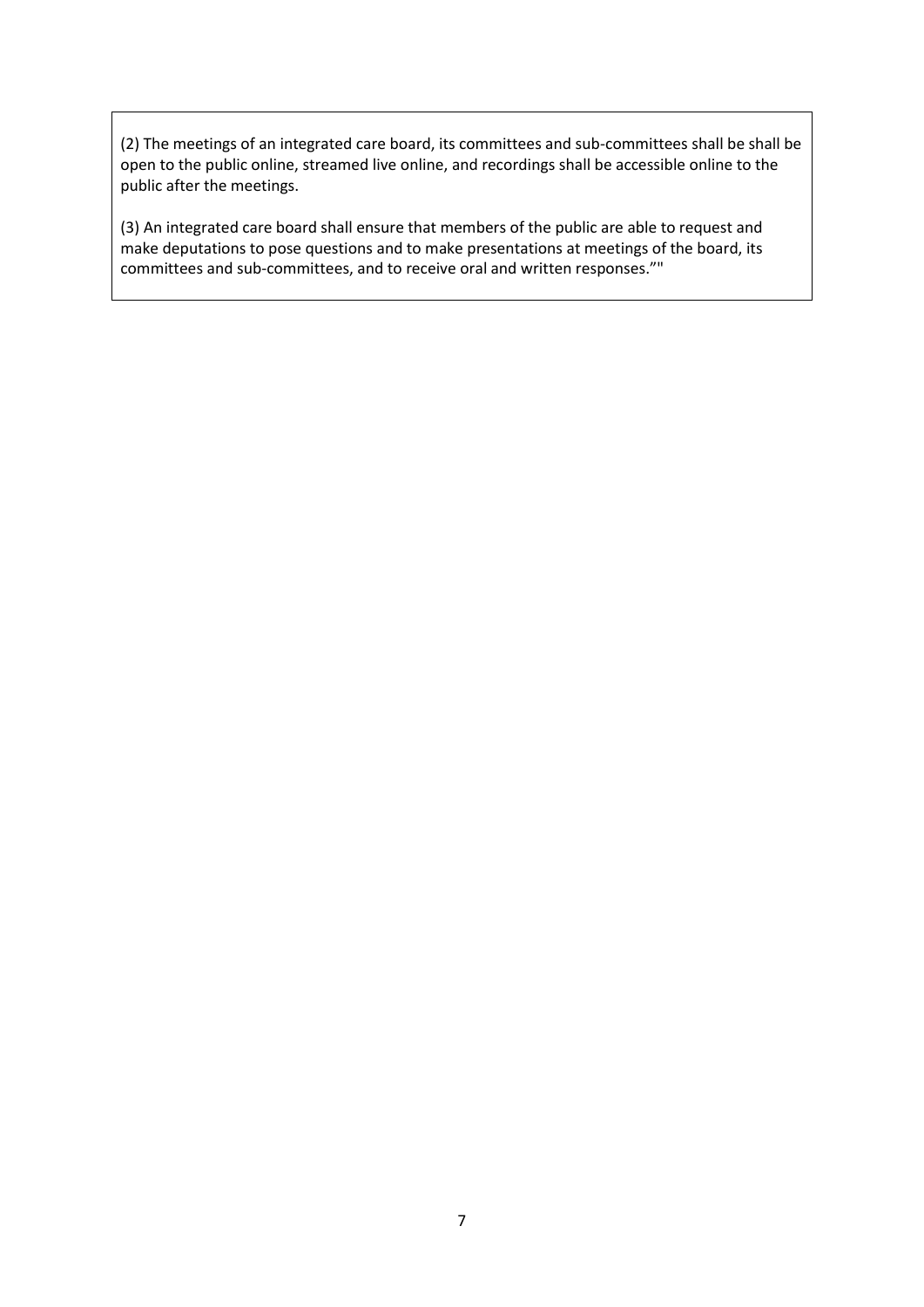(2) The meetings of an integrated care board, its committees and sub-committees shall be shall be open to the public online, streamed live online, and recordings shall be accessible online to the public after the meetings.

(3) An integrated care board shall ensure that members of the public are able to request and make deputations to pose questions and to make presentations at meetings of the board, its committees and sub-committees, and to receive oral and written responses."'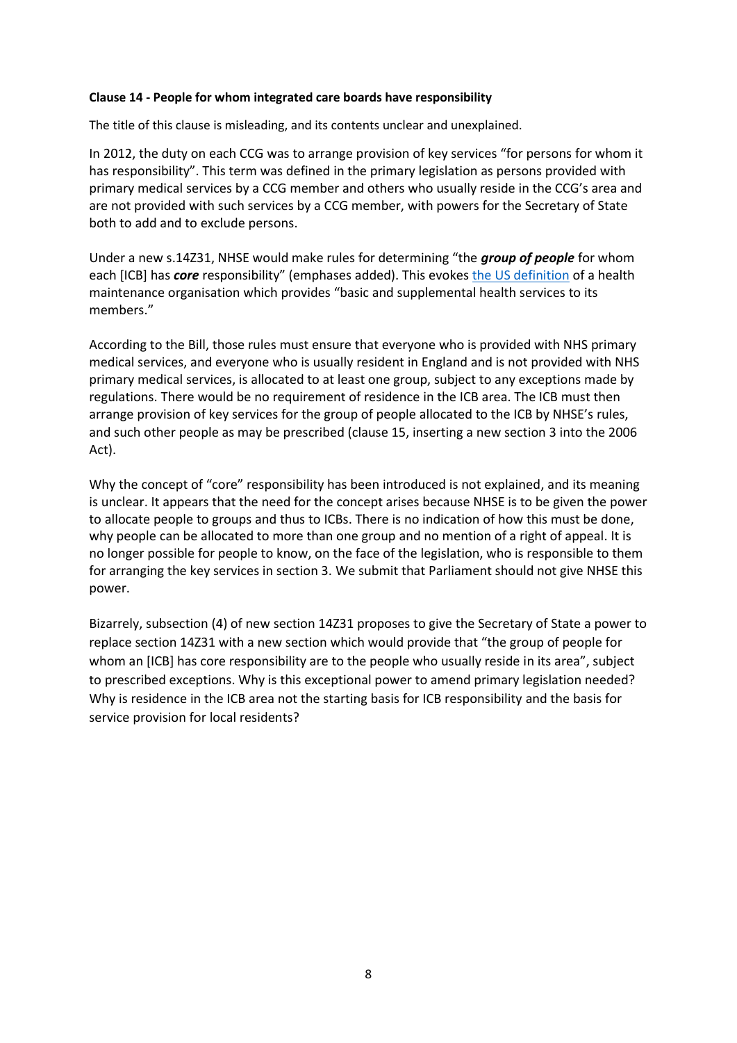**Clause 14 - People for whom integrated care boards have responsibility**

The title of this clause is misleading, and its contents unclear and unexplained.

In 2012, the duty on each CCG was to arrange provision of key services "for persons for whom it has responsibility". This term was defined in the primary legislation as persons provided with primary medical services by a CCG member and others who usually reside in the CCG's area and are not provided with such services by a CCG member, with powers for the Secretary of State both to add and to exclude persons.

Under a new s.14Z31, NHSE would make rules for determining "the ***group of people*** for whom each [ICB] has ***core*** responsibility" (emphases added). This evokes the US definition of a health maintenance organisation which provides "basic and supplemental health services to its members."

According to the Bill, those rules must ensure that everyone who is provided with NHS primary medical services, and everyone who is usually resident in England and is not provided with NHS primary medical services, is allocated to at least one group, subject to any exceptions made by regulations. There would be no requirement of residence in the ICB area. The ICB must then arrange provision of key services for the group of people allocated to the ICB by NHSE's rules, and such other people as may be prescribed (clause 15, inserting a new section 3 into the 2006 Act).

Why the concept of "core" responsibility has been introduced is not explained, and its meaning is unclear. It appears that the need for the concept arises because NHSE is to be given the power to allocate people to groups and thus to ICBs. There is no indication of how this must be done, why people can be allocated to more than one group and no mention of a right of appeal. It is no longer possible for people to know, on the face of the legislation, who is responsible to them for arranging the key services in section 3. We submit that Parliament should not give NHSE this power.

Bizarrely, subsection (4) of new section 14Z31 proposes to give the Secretary of State a power to replace section 14Z31 with a new section which would provide that "the group of people for whom an [ICB] has core responsibility are to the people who usually reside in its area", subject to prescribed exceptions. Why is this exceptional power to amend primary legislation needed? Why is residence in the ICB area not the starting basis for ICB responsibility and the basis for service provision for local residents?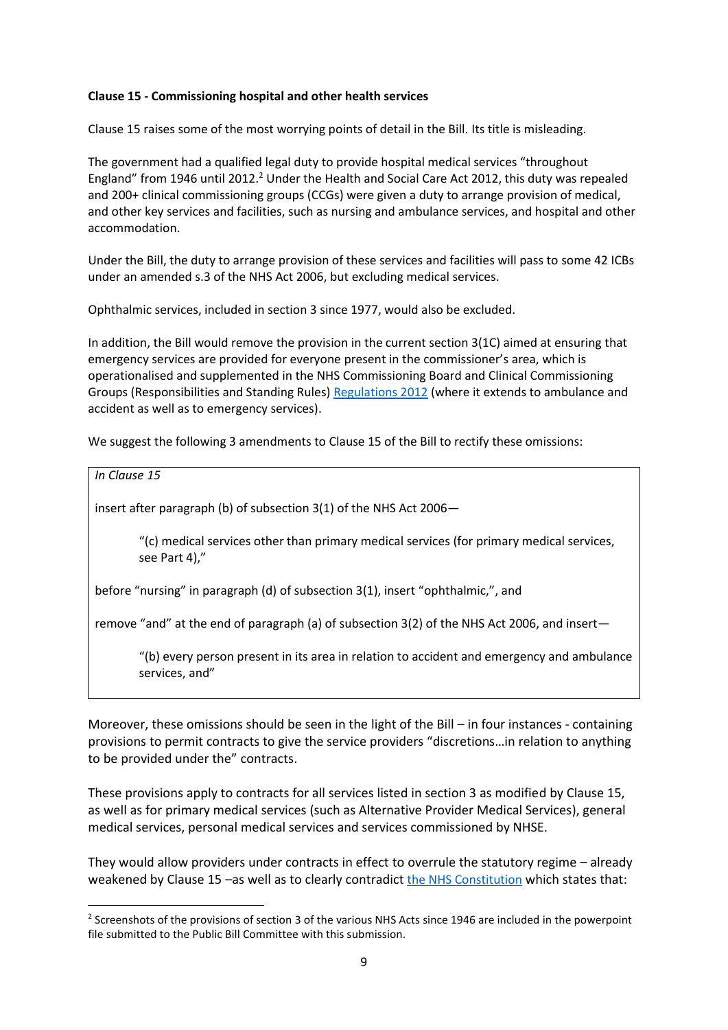**Clause 15 - Commissioning hospital and other health services**

Clause 15 raises some of the most worrying points of detail in the Bill. Its title is misleading.

The government had a qualified legal duty to provide hospital medical services "throughout England" from 1946 until 2012.[2] Under the Health and Social Care Act 2012, this duty was repealed and 200+ clinical commissioning groups (CCGs) were given a duty to arrange provision of medical, and other key services and facilities, such as nursing and ambulance services, and hospital and other accommodation.

Under the Bill, the duty to arrange provision of these services and facilities will pass to some 42 ICBs under an amended s.3 of the NHS Act 2006, but excluding medical services.

Ophthalmic services, included in section 3 since 1977, would also be excluded.

In addition, the Bill would remove the provision in the current section 3(1C) aimed at ensuring that emergency services are provided for everyone present in the commissioner's area, which is operationalised and supplemented in the NHS Commissioning Board and Clinical Commissioning Groups (Responsibilities and Standing Rules) [Regulations 2012] (where it extends to ambulance and accident as well as to emergency services).

We suggest the following 3 amendments to Clause 15 of the Bill to rectify these omissions:

> *In Clause 15*
>
> insert after paragraph (b) of subsection 3(1) of the NHS Act 2006—
>
> "(c) medical services other than primary medical services (for primary medical services, see Part 4),"
>
> before "nursing" in paragraph (d) of subsection 3(1), insert "ophthalmic,", and
>
> remove "and" at the end of paragraph (a) of subsection 3(2) of the NHS Act 2006, and insert—
>
> "(b) every person present in its area in relation to accident and emergency and ambulance services, and"

Moreover, these omissions should be seen in the light of the Bill – in four instances - containing provisions to permit contracts to give the service providers "discretions…in relation to anything to be provided under the" contracts.

These provisions apply to contracts for all services listed in section 3 as modified by Clause 15, as well as for primary medical services (such as Alternative Provider Medical Services), general medical services, personal medical services and services commissioned by NHSE.

They would allow providers under contracts in effect to overrule the statutory regime – already weakened by Clause 15 –as well as to clearly contradict [the NHS Constitution] which states that:

[2] Screenshots of the provisions of section 3 of the various NHS Acts since 1946 are included in the powerpoint file submitted to the Public Bill Committee with this submission.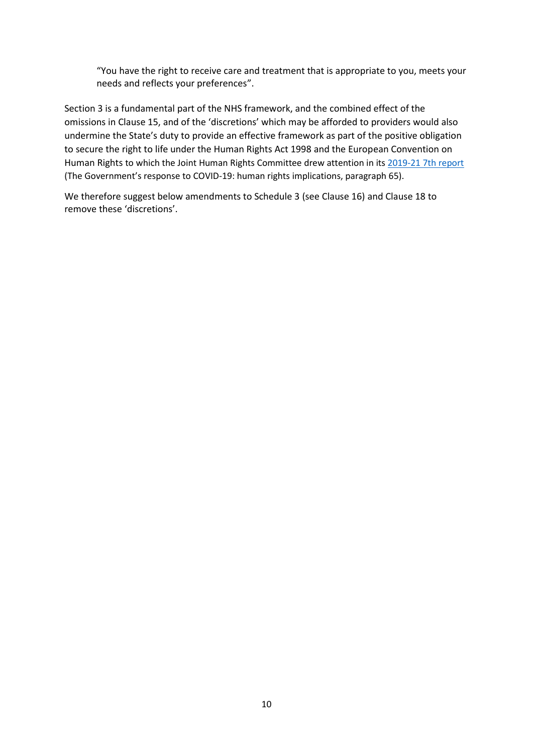> "You have the right to receive care and treatment that is appropriate to you, meets your needs and reflects your preferences".

Section 3 is a fundamental part of the NHS framework, and the combined effect of the omissions in Clause 15, and of the 'discretions' which may be afforded to providers would also undermine the State's duty to provide an effective framework as part of the positive obligation to secure the right to life under the Human Rights Act 1998 and the European Convention on Human Rights to which the Joint Human Rights Committee drew attention in its 2019-21 7th report (The Government's response to COVID-19: human rights implications, paragraph 65).

We therefore suggest below amendments to Schedule 3 (see Clause 16) and Clause 18 to remove these 'discretions'.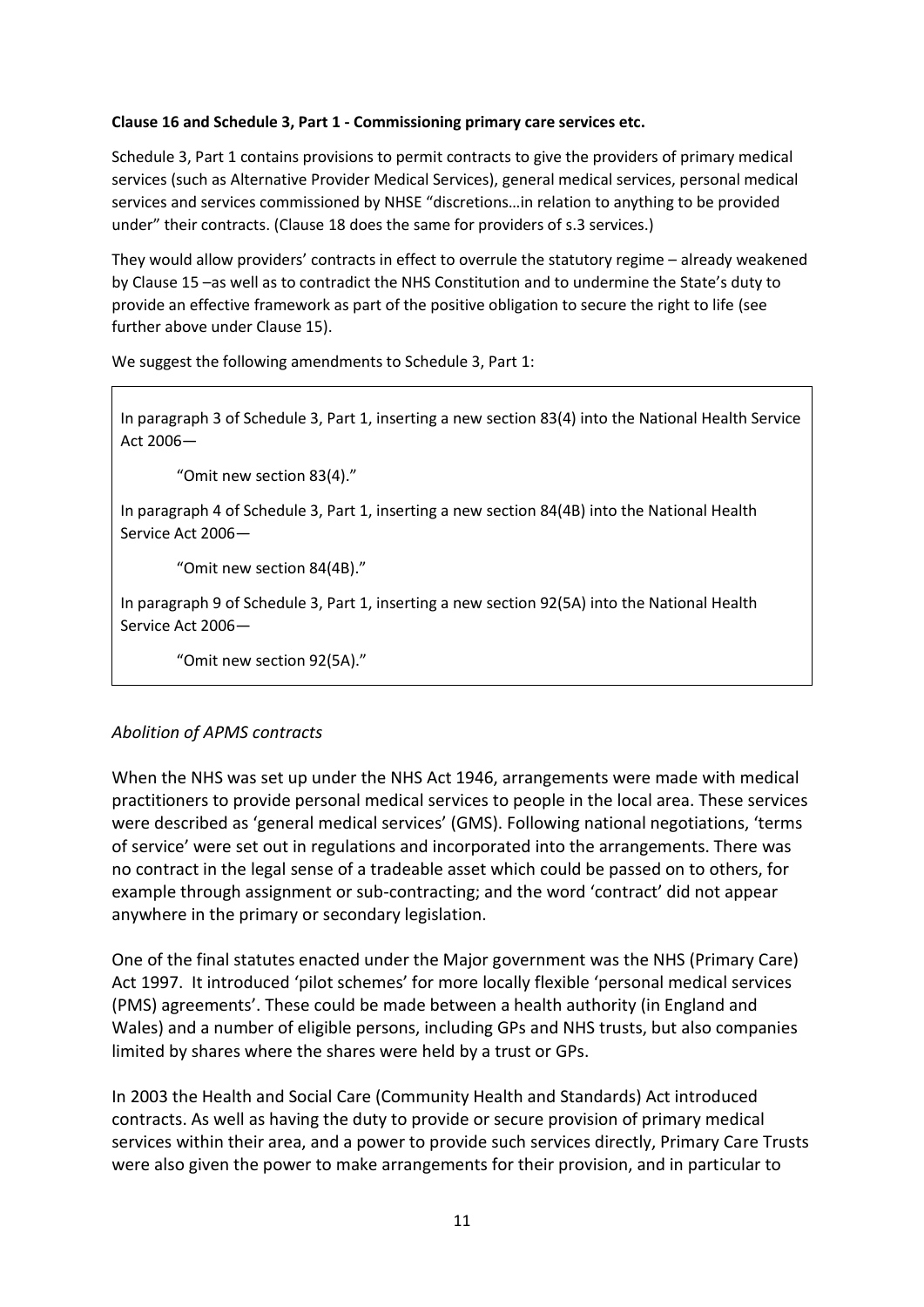**Clause 16 and Schedule 3, Part 1 - Commissioning primary care services etc.**

Schedule 3, Part 1 contains provisions to permit contracts to give the providers of primary medical services (such as Alternative Provider Medical Services), general medical services, personal medical services and services commissioned by NHSE "discretions…in relation to anything to be provided under" their contracts. (Clause 18 does the same for providers of s.3 services.)

They would allow providers' contracts in effect to overrule the statutory regime – already weakened by Clause 15 –as well as to contradict the NHS Constitution and to undermine the State's duty to provide an effective framework as part of the positive obligation to secure the right to life (see further above under Clause 15).

We suggest the following amendments to Schedule 3, Part 1:

> In paragraph 3 of Schedule 3, Part 1, inserting a new section 83(4) into the National Health Service Act 2006—
>
> "Omit new section 83(4)."
>
> In paragraph 4 of Schedule 3, Part 1, inserting a new section 84(4B) into the National Health Service Act 2006—
>
> "Omit new section 84(4B)."
>
> In paragraph 9 of Schedule 3, Part 1, inserting a new section 92(5A) into the National Health Service Act 2006—
>
> "Omit new section 92(5A)."

*Abolition of APMS contracts*

When the NHS was set up under the NHS Act 1946, arrangements were made with medical practitioners to provide personal medical services to people in the local area. These services were described as 'general medical services' (GMS). Following national negotiations, 'terms of service' were set out in regulations and incorporated into the arrangements. There was no contract in the legal sense of a tradeable asset which could be passed on to others, for example through assignment or sub-contracting; and the word 'contract' did not appear anywhere in the primary or secondary legislation.

One of the final statutes enacted under the Major government was the NHS (Primary Care) Act 1997. It introduced 'pilot schemes' for more locally flexible 'personal medical services (PMS) agreements'. These could be made between a health authority (in England and Wales) and a number of eligible persons, including GPs and NHS trusts, but also companies limited by shares where the shares were held by a trust or GPs.

In 2003 the Health and Social Care (Community Health and Standards) Act introduced contracts. As well as having the duty to provide or secure provision of primary medical services within their area, and a power to provide such services directly, Primary Care Trusts were also given the power to make arrangements for their provision, and in particular to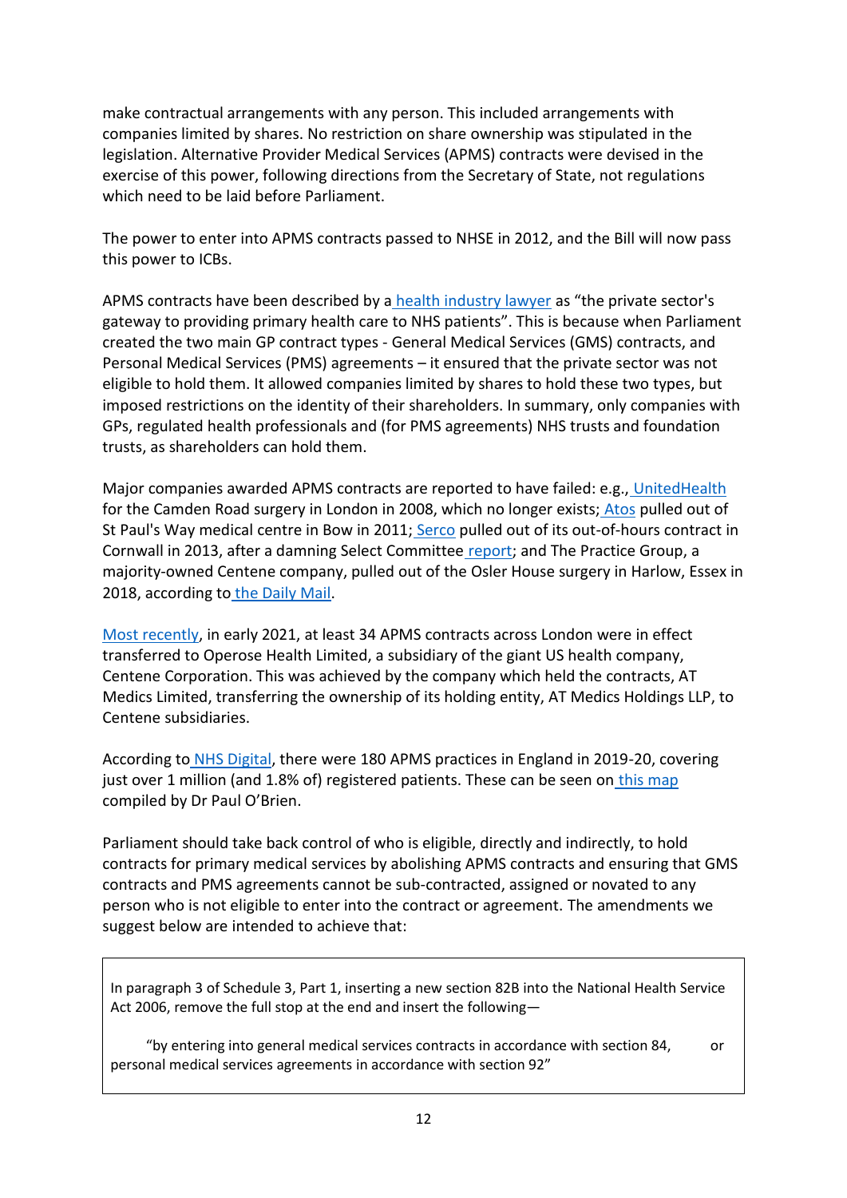make contractual arrangements with any person. This included arrangements with companies limited by shares. No restriction on share ownership was stipulated in the legislation. Alternative Provider Medical Services (APMS) contracts were devised in the exercise of this power, following directions from the Secretary of State, not regulations which need to be laid before Parliament.

The power to enter into APMS contracts passed to NHSE in 2012, and the Bill will now pass this power to ICBs.

APMS contracts have been described by a health industry lawyer as "the private sector's gateway to providing primary health care to NHS patients". This is because when Parliament created the two main GP contract types - General Medical Services (GMS) contracts, and Personal Medical Services (PMS) agreements – it ensured that the private sector was not eligible to hold them. It allowed companies limited by shares to hold these two types, but imposed restrictions on the identity of their shareholders. In summary, only companies with GPs, regulated health professionals and (for PMS agreements) NHS trusts and foundation trusts, as shareholders can hold them.

Major companies awarded APMS contracts are reported to have failed: e.g., UnitedHealth for the Camden Road surgery in London in 2008, which no longer exists; Atos pulled out of St Paul's Way medical centre in Bow in 2011; Serco pulled out of its out-of-hours contract in Cornwall in 2013, after a damning Select Committee report; and The Practice Group, a majority-owned Centene company, pulled out of the Osler House surgery in Harlow, Essex in 2018, according to the Daily Mail.

Most recently, in early 2021, at least 34 APMS contracts across London were in effect transferred to Operose Health Limited, a subsidiary of the giant US health company, Centene Corporation. This was achieved by the company which held the contracts, AT Medics Limited, transferring the ownership of its holding entity, AT Medics Holdings LLP, to Centene subsidiaries.

According to NHS Digital, there were 180 APMS practices in England in 2019-20, covering just over 1 million (and 1.8% of) registered patients. These can be seen on this map compiled by Dr Paul O'Brien.

Parliament should take back control of who is eligible, directly and indirectly, to hold contracts for primary medical services by abolishing APMS contracts and ensuring that GMS contracts and PMS agreements cannot be sub-contracted, assigned or novated to any person who is not eligible to enter into the contract or agreement. The amendments we suggest below are intended to achieve that:

> In paragraph 3 of Schedule 3, Part 1, inserting a new section 82B into the National Health Service Act 2006, remove the full stop at the end and insert the following—
>
> "by entering into general medical services contracts in accordance with section 84, or personal medical services agreements in accordance with section 92"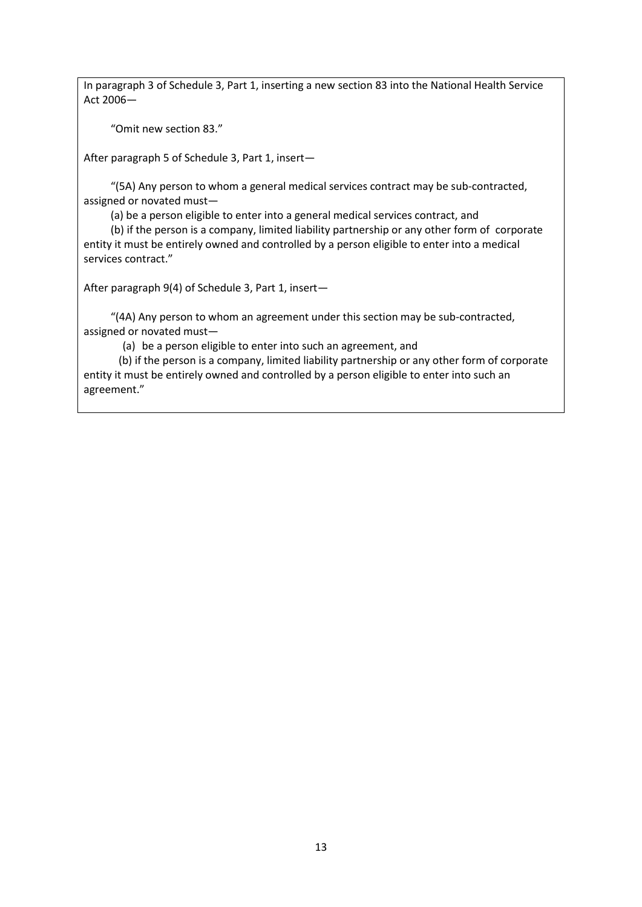In paragraph 3 of Schedule 3, Part 1, inserting a new section 83 into the National Health Service Act 2006—

"Omit new section 83."

After paragraph 5 of Schedule 3, Part 1, insert—

"(5A) Any person to whom a general medical services contract may be sub-contracted, assigned or novated must—

(a) be a person eligible to enter into a general medical services contract, and

(b) if the person is a company, limited liability partnership or any other form of corporate entity it must be entirely owned and controlled by a person eligible to enter into a medical services contract."

After paragraph 9(4) of Schedule 3, Part 1, insert—

"(4A) Any person to whom an agreement under this section may be sub-contracted, assigned or novated must—

(a) be a person eligible to enter into such an agreement, and

(b) if the person is a company, limited liability partnership or any other form of corporate entity it must be entirely owned and controlled by a person eligible to enter into such an agreement."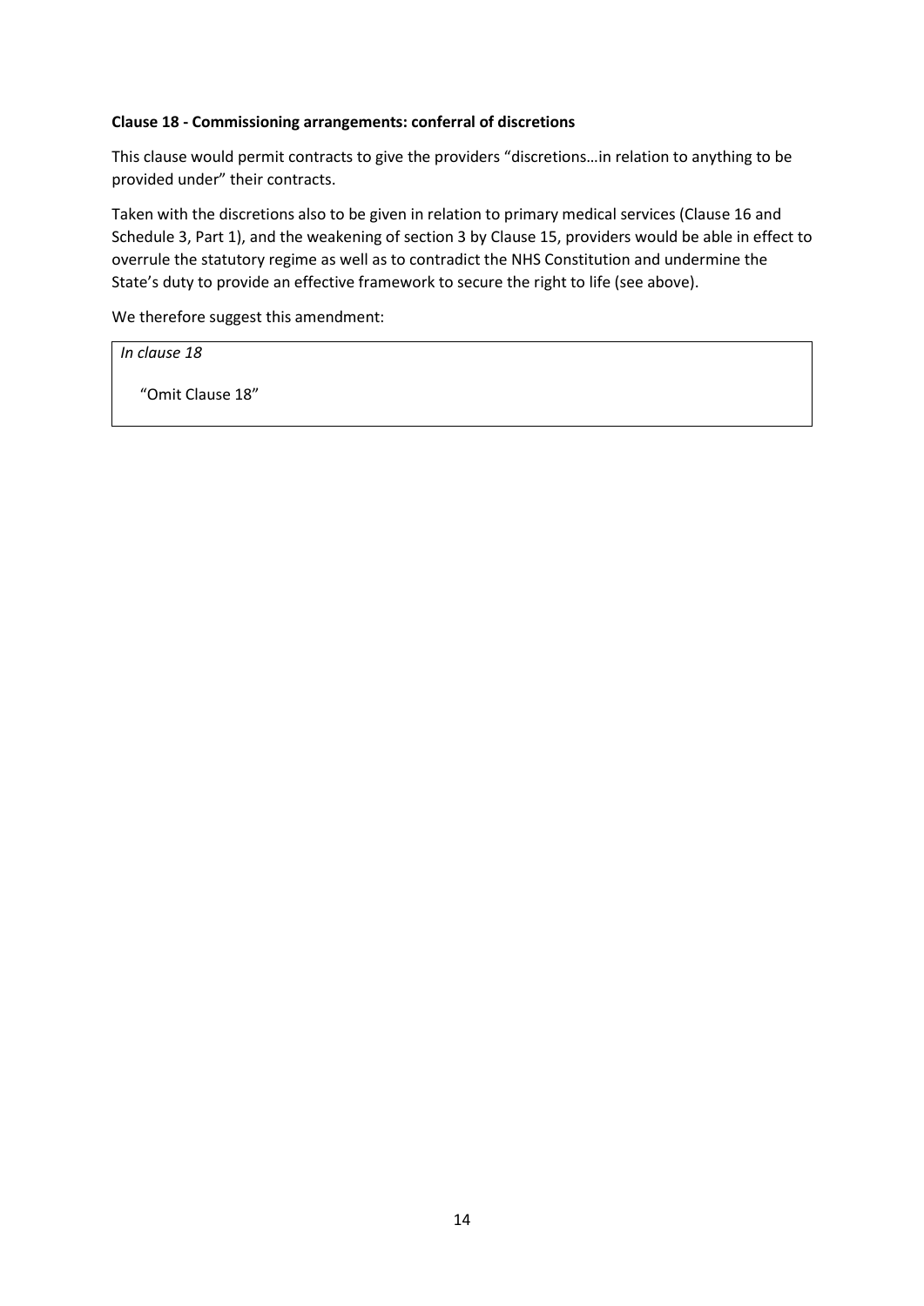**Clause 18 - Commissioning arrangements: conferral of discretions**

This clause would permit contracts to give the providers "discretions…in relation to anything to be provided under" their contracts.

Taken with the discretions also to be given in relation to primary medical services (Clause 16 and Schedule 3, Part 1), and the weakening of section 3 by Clause 15, providers would be able in effect to overrule the statutory regime as well as to contradict the NHS Constitution and undermine the State's duty to provide an effective framework to secure the right to life (see above).

We therefore suggest this amendment:

> *In clause 18*
>
> "Omit Clause 18"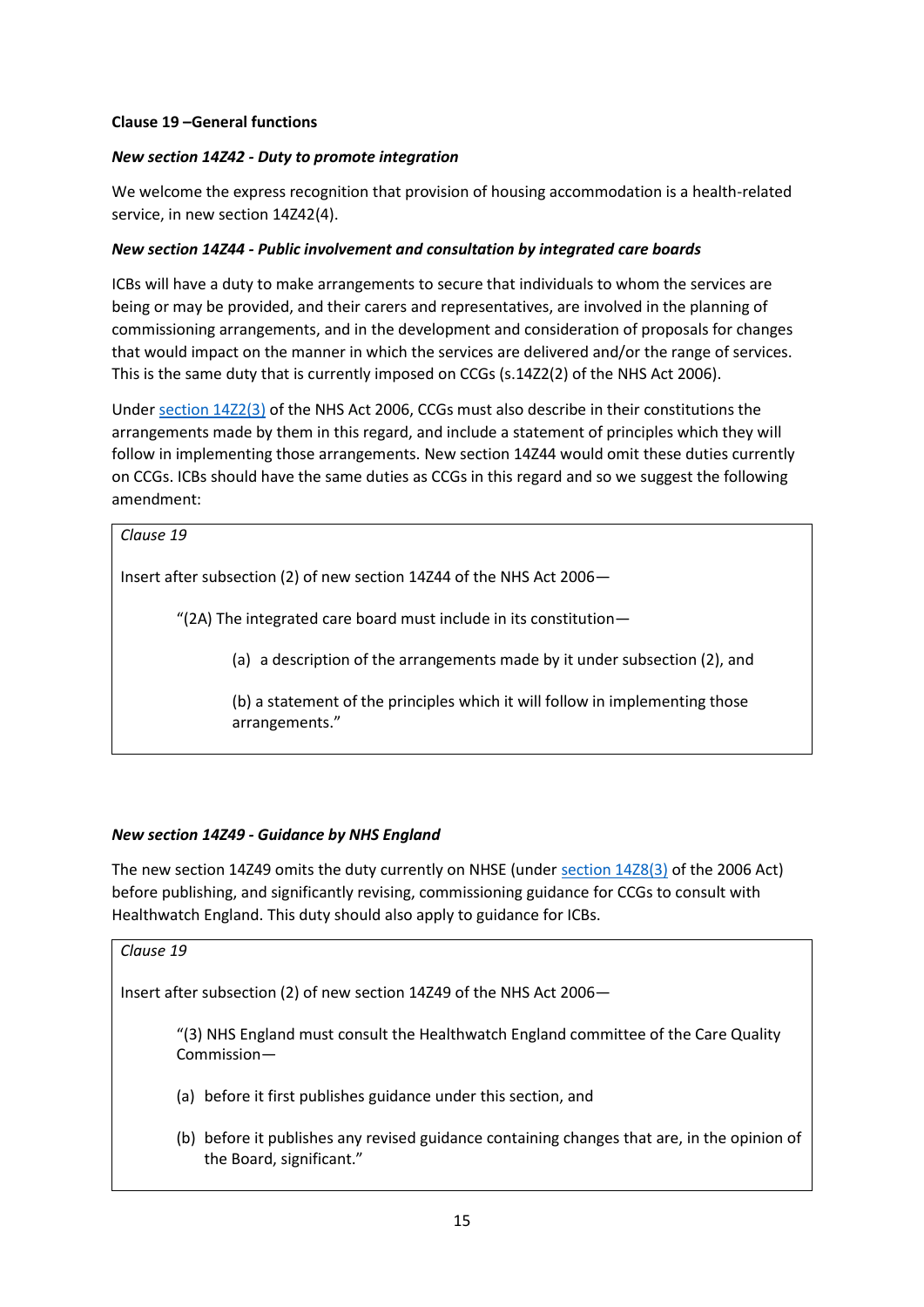**Clause 19 –General functions**

***New section 14Z42 - Duty to promote integration***

We welcome the express recognition that provision of housing accommodation is a health-related service, in new section 14Z42(4).

***New section 14Z44 - Public involvement and consultation by integrated care boards***

ICBs will have a duty to make arrangements to secure that individuals to whom the services are being or may be provided, and their carers and representatives, are involved in the planning of commissioning arrangements, and in the development and consideration of proposals for changes that would impact on the manner in which the services are delivered and/or the range of services. This is the same duty that is currently imposed on CCGs (s.14Z2(2) of the NHS Act 2006).

Under section 14Z2(3) of the NHS Act 2006, CCGs must also describe in their constitutions the arrangements made by them in this regard, and include a statement of principles which they will follow in implementing those arrangements. New section 14Z44 would omit these duties currently on CCGs. ICBs should have the same duties as CCGs in this regard and so we suggest the following amendment:

> *Clause 19*
>
> Insert after subsection (2) of new section 14Z44 of the NHS Act 2006—
>
> "(2A) The integrated care board must include in its constitution—
>
> (a) a description of the arrangements made by it under subsection (2), and
>
> (b) a statement of the principles which it will follow in implementing those arrangements."

***New section 14Z49 - Guidance by NHS England***

The new section 14Z49 omits the duty currently on NHSE (under section 14Z8(3) of the 2006 Act) before publishing, and significantly revising, commissioning guidance for CCGs to consult with Healthwatch England. This duty should also apply to guidance for ICBs.

> *Clause 19*
>
> Insert after subsection (2) of new section 14Z49 of the NHS Act 2006—
>
> "(3) NHS England must consult the Healthwatch England committee of the Care Quality Commission—
>
> (a) before it first publishes guidance under this section, and
>
> (b) before it publishes any revised guidance containing changes that are, in the opinion of the Board, significant."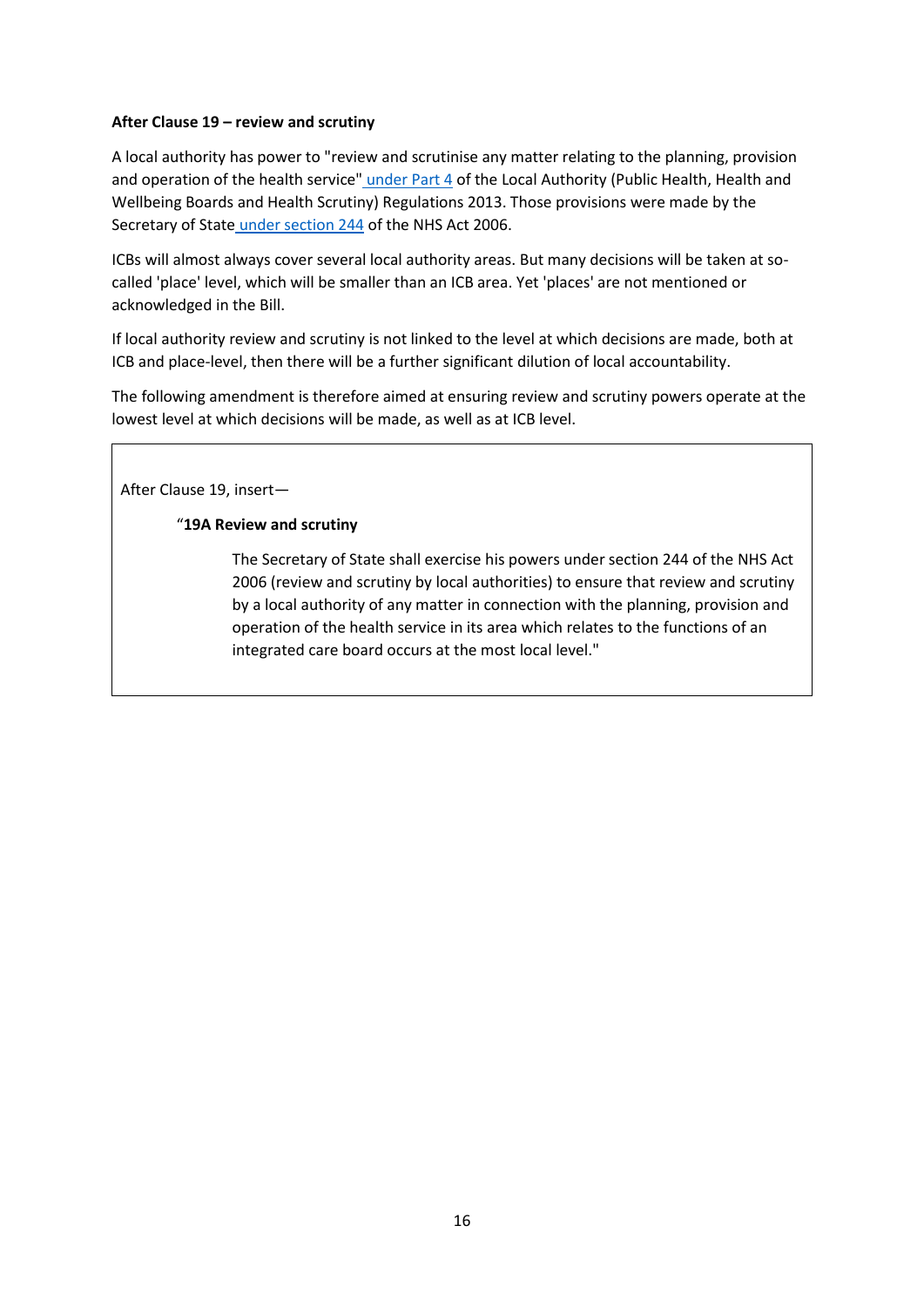**After Clause 19 – review and scrutiny**

A local authority has power to "review and scrutinise any matter relating to the planning, provision and operation of the health service" under Part 4 of the Local Authority (Public Health, Health and Wellbeing Boards and Health Scrutiny) Regulations 2013. Those provisions were made by the Secretary of State under section 244 of the NHS Act 2006.

ICBs will almost always cover several local authority areas. But many decisions will be taken at so-called 'place' level, which will be smaller than an ICB area. Yet 'places' are not mentioned or acknowledged in the Bill.

If local authority review and scrutiny is not linked to the level at which decisions are made, both at ICB and place-level, then there will be a further significant dilution of local accountability.

The following amendment is therefore aimed at ensuring review and scrutiny powers operate at the lowest level at which decisions will be made, as well as at ICB level.

> After Clause 19, insert—
>
> "**19A Review and scrutiny**
>
> The Secretary of State shall exercise his powers under section 244 of the NHS Act 2006 (review and scrutiny by local authorities) to ensure that review and scrutiny by a local authority of any matter in connection with the planning, provision and operation of the health service in its area which relates to the functions of an integrated care board occurs at the most local level."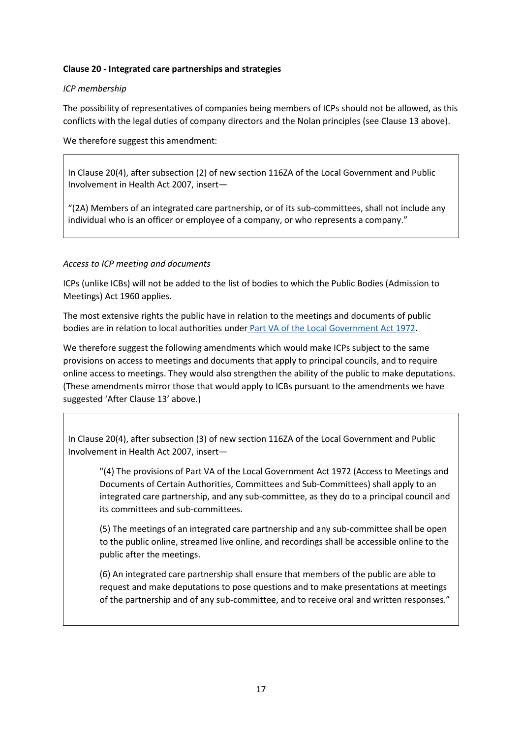**Clause 20 - Integrated care partnerships and strategies**

*ICP membership*

The possibility of representatives of companies being members of ICPs should not be allowed, as this conflicts with the legal duties of company directors and the Nolan principles (see Clause 13 above).

We therefore suggest this amendment:

> In Clause 20(4), after subsection (2) of new section 116ZA of the Local Government and Public Involvement in Health Act 2007, insert—
>
> "(2A) Members of an integrated care partnership, or of its sub-committees, shall not include any individual who is an officer or employee of a company, or who represents a company."

*Access to ICP meeting and documents*

ICPs (unlike ICBs) will not be added to the list of bodies to which the Public Bodies (Admission to Meetings) Act 1960 applies.

The most extensive rights the public have in relation to the meetings and documents of public bodies are in relation to local authorities under Part VA of the Local Government Act 1972.

We therefore suggest the following amendments which would make ICPs subject to the same provisions on access to meetings and documents that apply to principal councils, and to require online access to meetings. They would also strengthen the ability of the public to make deputations. (These amendments mirror those that would apply to ICBs pursuant to the amendments we have suggested 'After Clause 13' above.)

> In Clause 20(4), after subsection (3) of new section 116ZA of the Local Government and Public Involvement in Health Act 2007, insert—
>
> "(4) The provisions of Part VA of the Local Government Act 1972 (Access to Meetings and Documents of Certain Authorities, Committees and Sub-Committees) shall apply to an integrated care partnership, and any sub-committee, as they do to a principal council and its committees and sub-committees.
>
> (5) The meetings of an integrated care partnership and any sub-committee shall be open to the public online, streamed live online, and recordings shall be accessible online to the public after the meetings.
>
> (6) An integrated care partnership shall ensure that members of the public are able to request and make deputations to pose questions and to make presentations at meetings of the partnership and of any sub-committee, and to receive oral and written responses."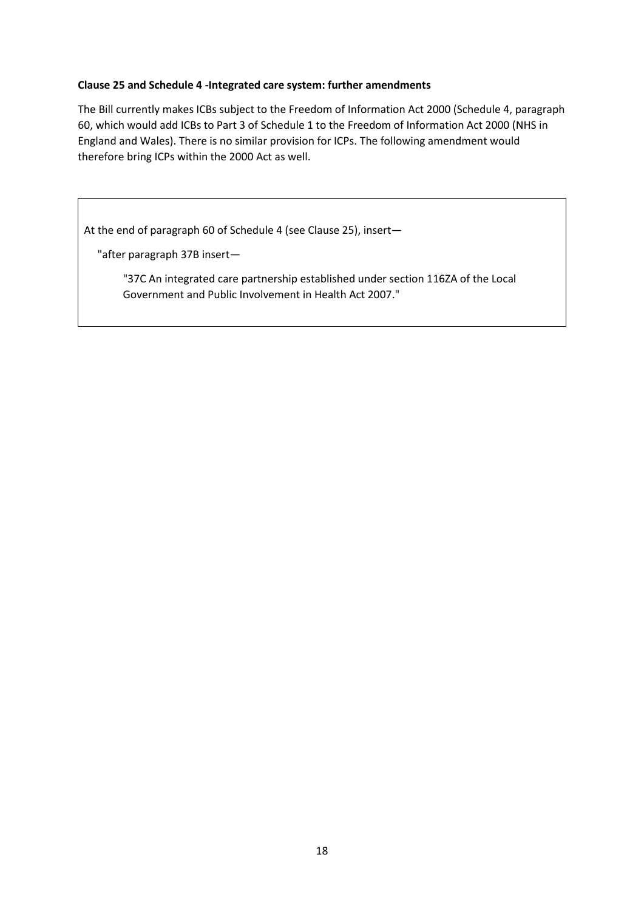**Clause 25 and Schedule 4 -Integrated care system: further amendments**

The Bill currently makes ICBs subject to the Freedom of Information Act 2000 (Schedule 4, paragraph 60, which would add ICBs to Part 3 of Schedule 1 to the Freedom of Information Act 2000 (NHS in England and Wales). There is no similar provision for ICPs. The following amendment would therefore bring ICPs within the 2000 Act as well.

> At the end of paragraph 60 of Schedule 4 (see Clause 25), insert—
>
> "after paragraph 37B insert—
>
> "37C An integrated care partnership established under section 116ZA of the Local Government and Public Involvement in Health Act 2007."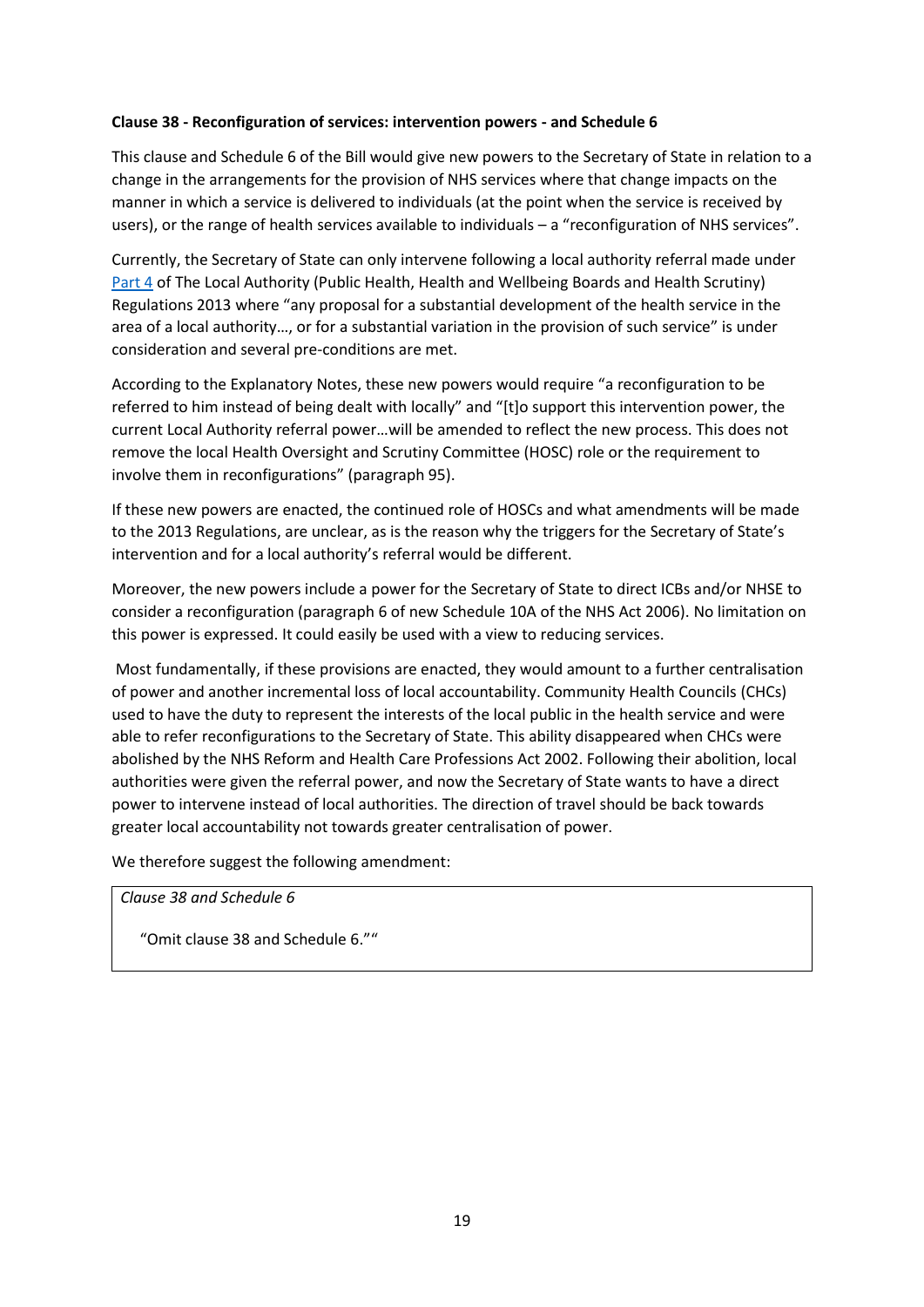**Clause 38 - Reconfiguration of services: intervention powers - and Schedule 6**

This clause and Schedule 6 of the Bill would give new powers to the Secretary of State in relation to a change in the arrangements for the provision of NHS services where that change impacts on the manner in which a service is delivered to individuals (at the point when the service is received by users), or the range of health services available to individuals – a "reconfiguration of NHS services".

Currently, the Secretary of State can only intervene following a local authority referral made under Part 4 of The Local Authority (Public Health, Health and Wellbeing Boards and Health Scrutiny) Regulations 2013 where "any proposal for a substantial development of the health service in the area of a local authority…, or for a substantial variation in the provision of such service" is under consideration and several pre-conditions are met.

According to the Explanatory Notes, these new powers would require "a reconfiguration to be referred to him instead of being dealt with locally" and "[t]o support this intervention power, the current Local Authority referral power…will be amended to reflect the new process. This does not remove the local Health Oversight and Scrutiny Committee (HOSC) role or the requirement to involve them in reconfigurations" (paragraph 95).

If these new powers are enacted, the continued role of HOSCs and what amendments will be made to the 2013 Regulations, are unclear, as is the reason why the triggers for the Secretary of State's intervention and for a local authority's referral would be different.

Moreover, the new powers include a power for the Secretary of State to direct ICBs and/or NHSE to consider a reconfiguration (paragraph 6 of new Schedule 10A of the NHS Act 2006). No limitation on this power is expressed. It could easily be used with a view to reducing services.

Most fundamentally, if these provisions are enacted, they would amount to a further centralisation of power and another incremental loss of local accountability. Community Health Councils (CHCs) used to have the duty to represent the interests of the local public in the health service and were able to refer reconfigurations to the Secretary of State. This ability disappeared when CHCs were abolished by the NHS Reform and Health Care Professions Act 2002. Following their abolition, local authorities were given the referral power, and now the Secretary of State wants to have a direct power to intervene instead of local authorities. The direction of travel should be back towards greater local accountability not towards greater centralisation of power.

We therefore suggest the following amendment:

*Clause 38 and Schedule 6*

"Omit clause 38 and Schedule 6.""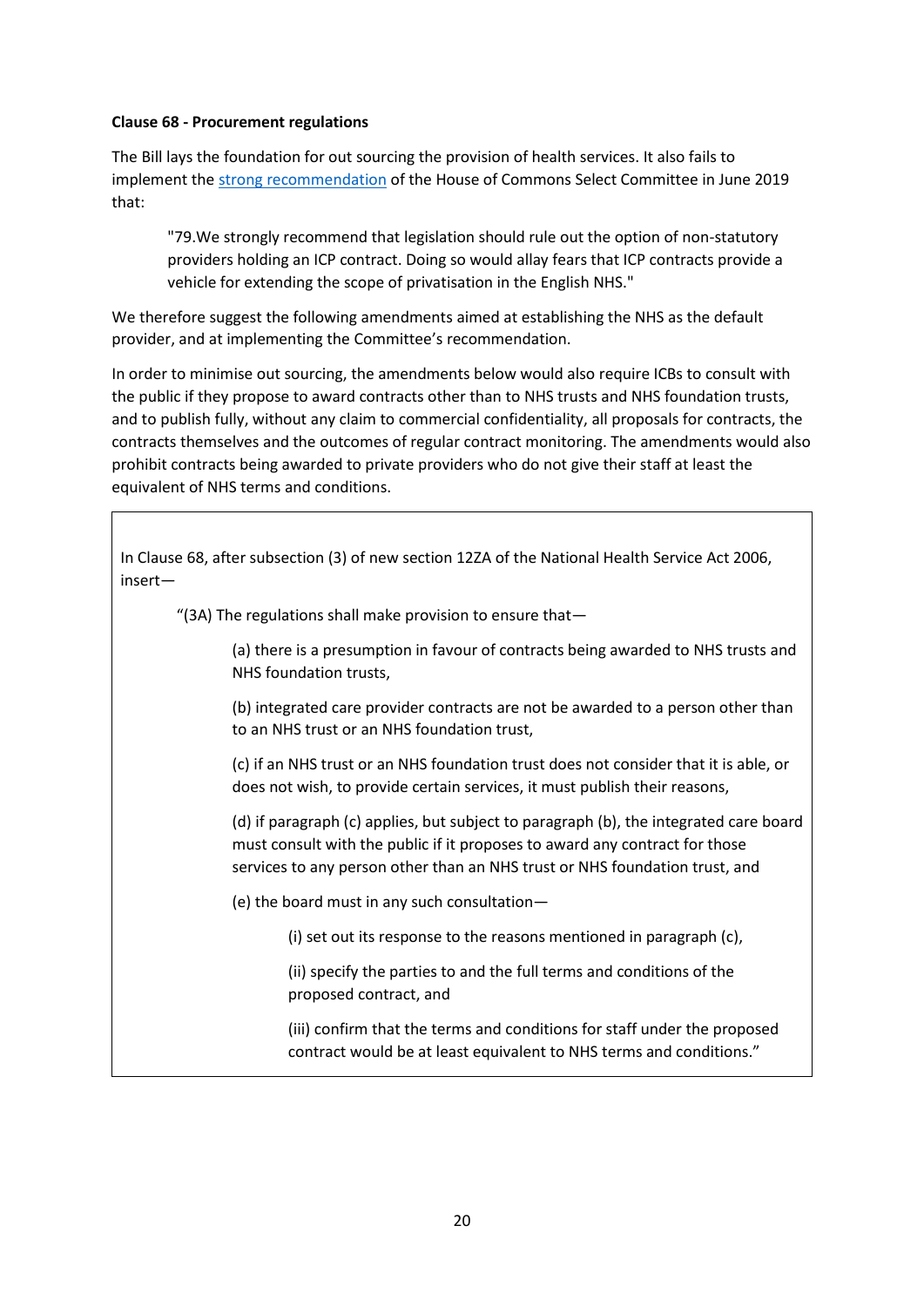**Clause 68 - Procurement regulations**

The Bill lays the foundation for out sourcing the provision of health services. It also fails to implement the strong recommendation of the House of Commons Select Committee in June 2019 that:

> "79.We strongly recommend that legislation should rule out the option of non-statutory providers holding an ICP contract. Doing so would allay fears that ICP contracts provide a vehicle for extending the scope of privatisation in the English NHS."

We therefore suggest the following amendments aimed at establishing the NHS as the default provider, and at implementing the Committee's recommendation.

In order to minimise out sourcing, the amendments below would also require ICBs to consult with the public if they propose to award contracts other than to NHS trusts and NHS foundation trusts, and to publish fully, without any claim to commercial confidentiality, all proposals for contracts, the contracts themselves and the outcomes of regular contract monitoring. The amendments would also prohibit contracts being awarded to private providers who do not give their staff at least the equivalent of NHS terms and conditions.

In Clause 68, after subsection (3) of new section 12ZA of the National Health Service Act 2006, insert—

> "(3A) The regulations shall make provision to ensure that—
>
> > (a) there is a presumption in favour of contracts being awarded to NHS trusts and NHS foundation trusts,
> >
> > (b) integrated care provider contracts are not be awarded to a person other than to an NHS trust or an NHS foundation trust,
> >
> > (c) if an NHS trust or an NHS foundation trust does not consider that it is able, or does not wish, to provide certain services, it must publish their reasons,
> >
> > (d) if paragraph (c) applies, but subject to paragraph (b), the integrated care board must consult with the public if it proposes to award any contract for those services to any person other than an NHS trust or NHS foundation trust, and
> >
> > (e) the board must in any such consultation—
> >
> > > (i) set out its response to the reasons mentioned in paragraph (c),
> > >
> > > (ii) specify the parties to and the full terms and conditions of the proposed contract, and
> > >
> > > (iii) confirm that the terms and conditions for staff under the proposed contract would be at least equivalent to NHS terms and conditions."